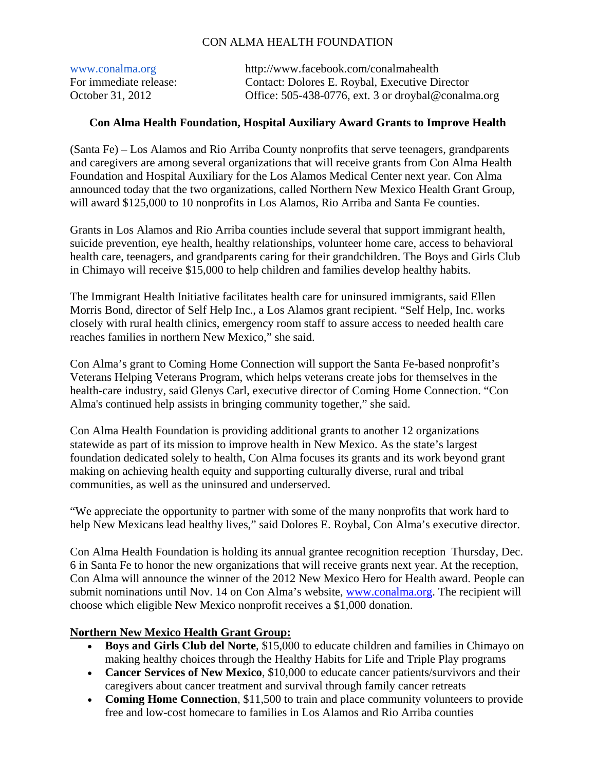CON ALMA HEALTH FOUNDATION

www.conalma.org
For immediate release:
October 31, 2012

http://www.facebook.com/conalmahealth
Contact: Dolores E. Roybal, Executive Director
Office: 505-438-0776, ext. 3 or droybal@conalma.org

**Con Alma Health Foundation, Hospital Auxiliary Award Grants to Improve Health**

(Santa Fe) – Los Alamos and Rio Arriba County nonprofits that serve teenagers, grandparents and caregivers are among several organizations that will receive grants from Con Alma Health Foundation and Hospital Auxiliary for the Los Alamos Medical Center next year. Con Alma announced today that the two organizations, called Northern New Mexico Health Grant Group, will award $125,000 to 10 nonprofits in Los Alamos, Rio Arriba and Santa Fe counties.

Grants in Los Alamos and Rio Arriba counties include several that support immigrant health, suicide prevention, eye health, healthy relationships, volunteer home care, access to behavioral health care, teenagers, and grandparents caring for their grandchildren. The Boys and Girls Club in Chimayo will receive $15,000 to help children and families develop healthy habits.

The Immigrant Health Initiative facilitates health care for uninsured immigrants, said Ellen Morris Bond, director of Self Help Inc., a Los Alamos grant recipient. "Self Help, Inc. works closely with rural health clinics, emergency room staff to assure access to needed health care reaches families in northern New Mexico," she said.

Con Alma's grant to Coming Home Connection will support the Santa Fe-based nonprofit's Veterans Helping Veterans Program, which helps veterans create jobs for themselves in the health-care industry, said Glenys Carl, executive director of Coming Home Connection. "Con Alma's continued help assists in bringing community together," she said.

Con Alma Health Foundation is providing additional grants to another 12 organizations statewide as part of its mission to improve health in New Mexico. As the state's largest foundation dedicated solely to health, Con Alma focuses its grants and its work beyond grant making on achieving health equity and supporting culturally diverse, rural and tribal communities, as well as the uninsured and underserved.

"We appreciate the opportunity to partner with some of the many nonprofits that work hard to help New Mexicans lead healthy lives," said Dolores E. Roybal, Con Alma's executive director.

Con Alma Health Foundation is holding its annual grantee recognition reception Thursday, Dec. 6 in Santa Fe to honor the new organizations that will receive grants next year. At the reception, Con Alma will announce the winner of the 2012 New Mexico Hero for Health award. People can submit nominations until Nov. 14 on Con Alma's website, www.conalma.org. The recipient will choose which eligible New Mexico nonprofit receives a $1,000 donation.

**Northern New Mexico Health Grant Group:**

- **Boys and Girls Club del Norte**, $15,000 to educate children and families in Chimayo on making healthy choices through the Healthy Habits for Life and Triple Play programs
- **Cancer Services of New Mexico**, $10,000 to educate cancer patients/survivors and their caregivers about cancer treatment and survival through family cancer retreats
- **Coming Home Connection**, $11,500 to train and place community volunteers to provide free and low-cost homecare to families in Los Alamos and Rio Arriba counties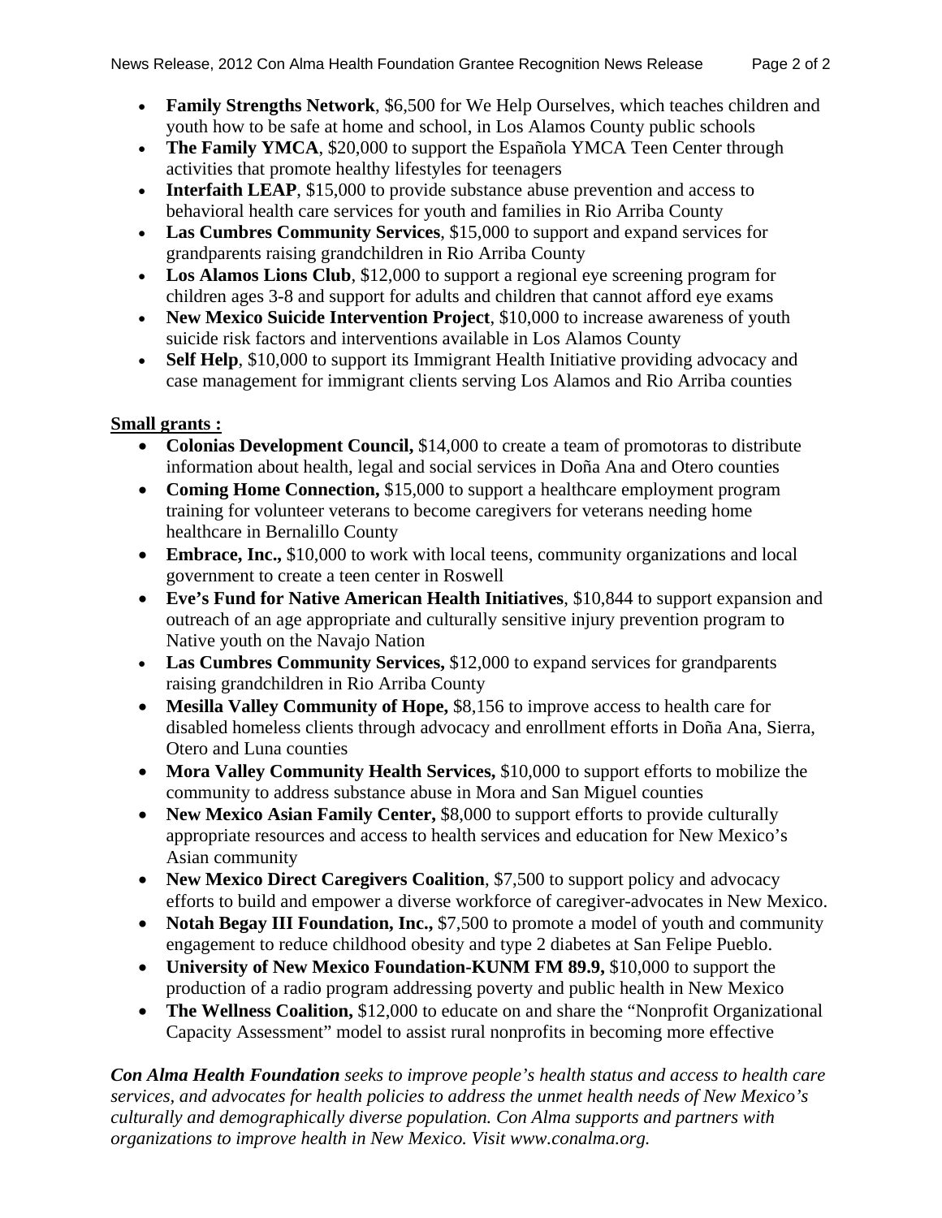- **Family Strengths Network**, $6,500 for We Help Ourselves, which teaches children and youth how to be safe at home and school, in Los Alamos County public schools
- **The Family YMCA**, $20,000 to support the Española YMCA Teen Center through activities that promote healthy lifestyles for teenagers
- **Interfaith LEAP**, $15,000 to provide substance abuse prevention and access to behavioral health care services for youth and families in Rio Arriba County
- **Las Cumbres Community Services**, $15,000 to support and expand services for grandparents raising grandchildren in Rio Arriba County
- **Los Alamos Lions Club**, $12,000 to support a regional eye screening program for children ages 3-8 and support for adults and children that cannot afford eye exams
- **New Mexico Suicide Intervention Project**, $10,000 to increase awareness of youth suicide risk factors and interventions available in Los Alamos County
- **Self Help**, $10,000 to support its Immigrant Health Initiative providing advocacy and case management for immigrant clients serving Los Alamos and Rio Arriba counties

**Small grants :**

- **Colonias Development Council,** $14,000 to create a team of promotoras to distribute information about health, legal and social services in Doña Ana and Otero counties
- **Coming Home Connection,** $15,000 to support a healthcare employment program training for volunteer veterans to become caregivers for veterans needing home healthcare in Bernalillo County
- **Embrace, Inc.,** $10,000 to work with local teens, community organizations and local government to create a teen center in Roswell
- **Eve's Fund for Native American Health Initiatives**, $10,844 to support expansion and outreach of an age appropriate and culturally sensitive injury prevention program to Native youth on the Navajo Nation
- **Las Cumbres Community Services,** $12,000 to expand services for grandparents raising grandchildren in Rio Arriba County
- **Mesilla Valley Community of Hope,** $8,156 to improve access to health care for disabled homeless clients through advocacy and enrollment efforts in Doña Ana, Sierra, Otero and Luna counties
- **Mora Valley Community Health Services,** $10,000 to support efforts to mobilize the community to address substance abuse in Mora and San Miguel counties
- **New Mexico Asian Family Center,** $8,000 to support efforts to provide culturally appropriate resources and access to health services and education for New Mexico's Asian community
- **New Mexico Direct Caregivers Coalition**, $7,500 to support policy and advocacy efforts to build and empower a diverse workforce of caregiver-advocates in New Mexico.
- **Notah Begay III Foundation, Inc.,** $7,500 to promote a model of youth and community engagement to reduce childhood obesity and type 2 diabetes at San Felipe Pueblo.
- **University of New Mexico Foundation-KUNM FM 89.9,** $10,000 to support the production of a radio program addressing poverty and public health in New Mexico
- **The Wellness Coalition,** $12,000 to educate on and share the "Nonprofit Organizational Capacity Assessment" model to assist rural nonprofits in becoming more effective

***Con Alma Health Foundation*** *seeks to improve people's health status and access to health care services, and advocates for health policies to address the unmet health needs of New Mexico's culturally and demographically diverse population. Con Alma supports and partners with organizations to improve health in New Mexico. Visit www.conalma.org.*